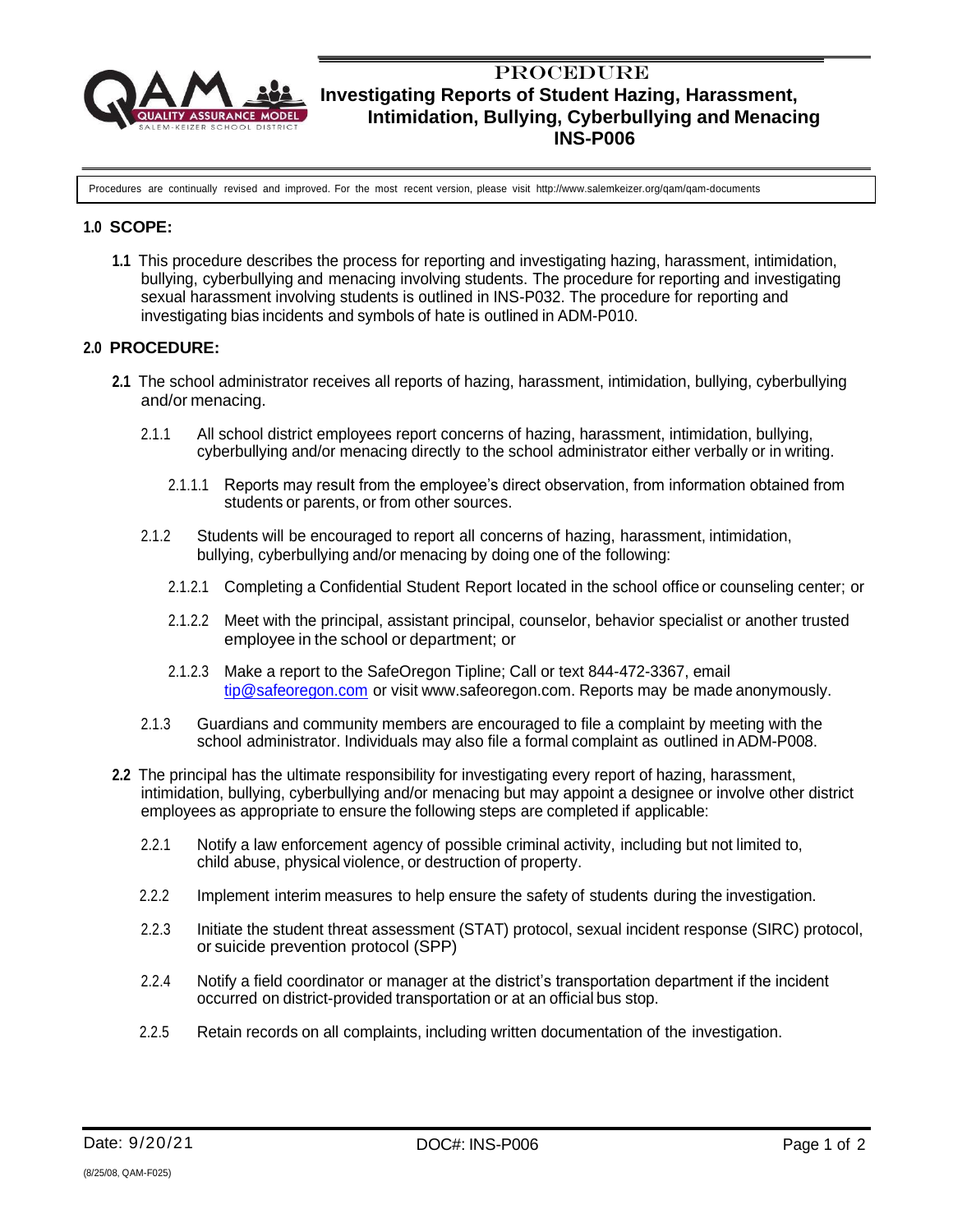# PROCEDURE

## Investigating Reports of Student Hazing, Harassment, Intimidation, Bullying, Cyberbullying and Menacing

## INS-P006

Procedures are continually revised and improved. For the most recent version, please visit http://www.salemkeizer.org/qam/qam-documents

### 1.0 SCOPE:

**1.1** This procedure describes the process for reporting and investigating hazing, harassment, intimidation, bullying, cyberbullying and menacing involving students. The procedure for reporting and investigating sexual harassment involving students is outlined in INS-P032. The procedure for reporting and investigating bias incidents and symbols of hate is outlined in ADM-P010.

### 2.0 PROCEDURE:

**2.1** The school administrator receives all reports of hazing, harassment, intimidation, bullying, cyberbullying and/or menacing.

2.1.1 All school district employees report concerns of hazing, harassment, intimidation, bullying, cyberbullying and/or menacing directly to the school administrator either verbally or in writing.

2.1.1.1 Reports may result from the employee's direct observation, from information obtained from students or parents, or from other sources.

2.1.2 Students will be encouraged to report all concerns of hazing, harassment, intimidation, bullying, cyberbullying and/or menacing by doing one of the following:

2.1.2.1 Completing a Confidential Student Report located in the school office or counseling center; or

2.1.2.2 Meet with the principal, assistant principal, counselor, behavior specialist or another trusted employee in the school or department; or

2.1.2.3 Make a report to the SafeOregon Tipline; Call or text 844-472-3367, email tip@safeoregon.com or visit www.safeoregon.com. Reports may be made anonymously.

2.1.3 Guardians and community members are encouraged to file a complaint by meeting with the school administrator. Individuals may also file a formal complaint as outlined in ADM-P008.

**2.2** The principal has the ultimate responsibility for investigating every report of hazing, harassment, intimidation, bullying, cyberbullying and/or menacing but may appoint a designee or involve other district employees as appropriate to ensure the following steps are completed if applicable:

2.2.1 Notify a law enforcement agency of possible criminal activity, including but not limited to, child abuse, physical violence, or destruction of property.

2.2.2 Implement interim measures to help ensure the safety of students during the investigation.

2.2.3 Initiate the student threat assessment (STAT) protocol, sexual incident response (SIRC) protocol, or suicide prevention protocol (SPP)

2.2.4 Notify a field coordinator or manager at the district's transportation department if the incident occurred on district-provided transportation or at an official bus stop.

2.2.5 Retain records on all complaints, including written documentation of the investigation.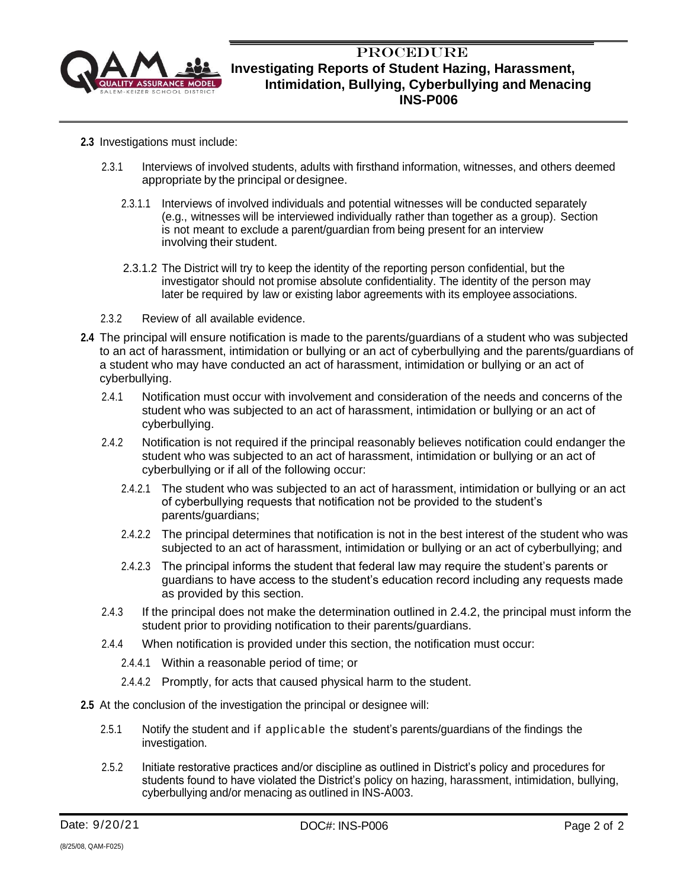**2.3** Investigations must include:

- 2.3.1 Interviews of involved students, adults with firsthand information, witnesses, and others deemed appropriate by the principal or designee.
  - 2.3.1.1 Interviews of involved individuals and potential witnesses will be conducted separately (e.g., witnesses will be interviewed individually rather than together as a group). Section is not meant to exclude a parent/guardian from being present for an interview involving their student.
  - 2.3.1.2 The District will try to keep the identity of the reporting person confidential, but the investigator should not promise absolute confidentiality. The identity of the person may later be required by law or existing labor agreements with its employee associations.
- 2.3.2 Review of all available evidence.

**2.4** The principal will ensure notification is made to the parents/guardians of a student who was subjected to an act of harassment, intimidation or bullying or an act of cyberbullying and the parents/guardians of a student who may have conducted an act of harassment, intimidation or bullying or an act of cyberbullying.

- 2.4.1 Notification must occur with involvement and consideration of the needs and concerns of the student who was subjected to an act of harassment, intimidation or bullying or an act of cyberbullying.
- 2.4.2 Notification is not required if the principal reasonably believes notification could endanger the student who was subjected to an act of harassment, intimidation or bullying or an act of cyberbullying or if all of the following occur:
  - 2.4.2.1 The student who was subjected to an act of harassment, intimidation or bullying or an act of cyberbullying requests that notification not be provided to the student's parents/guardians;
  - 2.4.2.2 The principal determines that notification is not in the best interest of the student who was subjected to an act of harassment, intimidation or bullying or an act of cyberbullying; and
  - 2.4.2.3 The principal informs the student that federal law may require the student's parents or guardians to have access to the student's education record including any requests made as provided by this section.
- 2.4.3 If the principal does not make the determination outlined in 2.4.2, the principal must inform the student prior to providing notification to their parents/guardians.
- 2.4.4 When notification is provided under this section, the notification must occur:
  - 2.4.4.1 Within a reasonable period of time; or
  - 2.4.4.2 Promptly, for acts that caused physical harm to the student.

**2.5** At the conclusion of the investigation the principal or designee will:

- 2.5.1 Notify the student and if applicable the student's parents/guardians of the findings the investigation.
- 2.5.2 Initiate restorative practices and/or discipline as outlined in District's policy and procedures for students found to have violated the District's policy on hazing, harassment, intimidation, bullying, cyberbullying and/or menacing as outlined in INS-A003.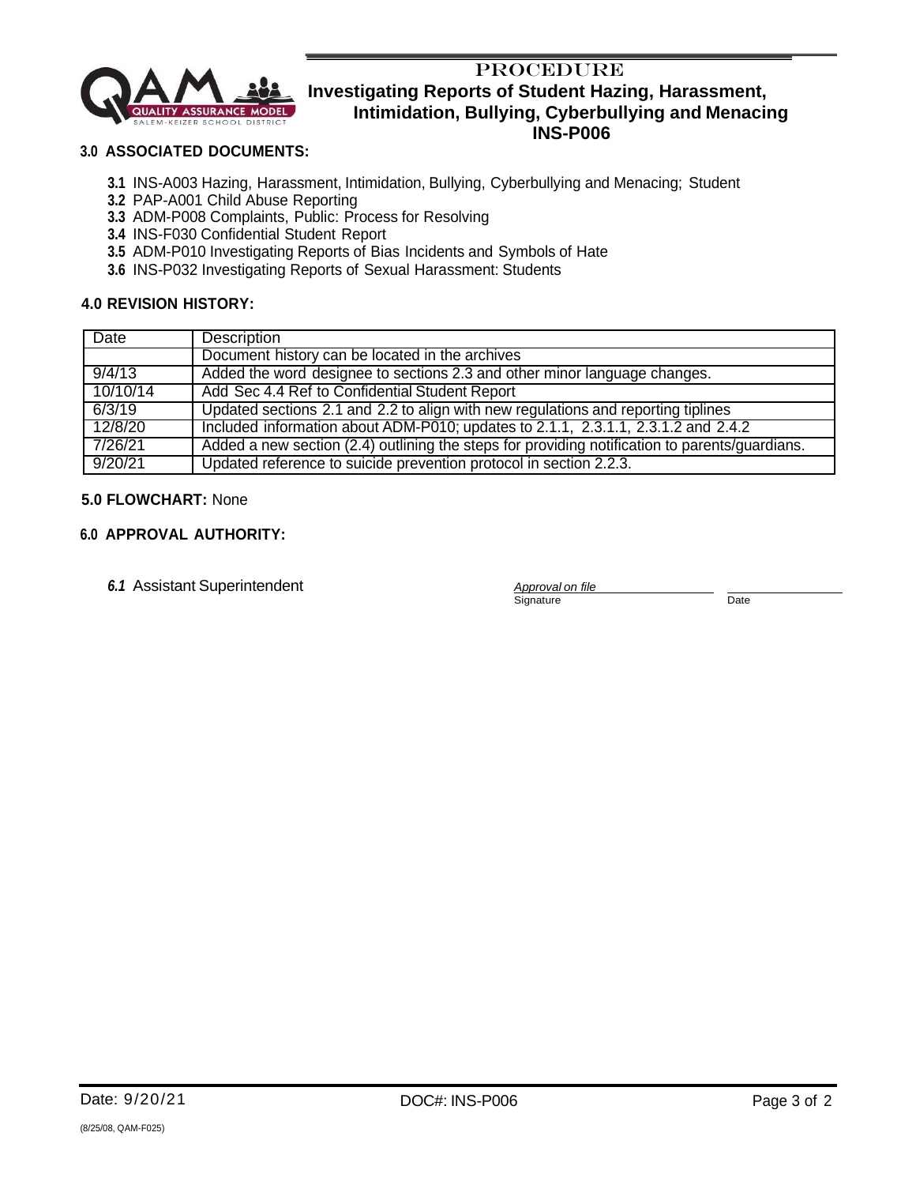## 3.0 ASSOCIATED DOCUMENTS:

- **3.1** INS-A003 Hazing, Harassment, Intimidation, Bullying, Cyberbullying and Menacing; Student
- **3.2** PAP-A001 Child Abuse Reporting
- **3.3** ADM-P008 Complaints, Public: Process for Resolving
- **3.4** INS-F030 Confidential Student Report
- **3.5** ADM-P010 Investigating Reports of Bias Incidents and Symbols of Hate
- **3.6** INS-P032 Investigating Reports of Sexual Harassment: Students

## 4.0 REVISION HISTORY:

| Date | Description |
|---|---|
| | Document history can be located in the archives |
| 9/4/13 | Added the word designee to sections 2.3 and other minor language changes. |
| 10/10/14 | Add Sec 4.4 Ref to Confidential Student Report |
| 6/3/19 | Updated sections 2.1 and 2.2 to align with new regulations and reporting tiplines |
| 12/8/20 | Included information about ADM-P010; updates to 2.1.1, 2.3.1.1, 2.3.1.2 and 2.4.2 |
| 7/26/21 | Added a new section (2.4) outlining the steps for providing notification to parents/guardians. |
| 9/20/21 | Updated reference to suicide prevention protocol in section 2.2.3. |

## 5.0 FLOWCHART: None

## 6.0 APPROVAL AUTHORITY:

**6.1** Assistant Superintendent

*Approval on file*
Signature

Date